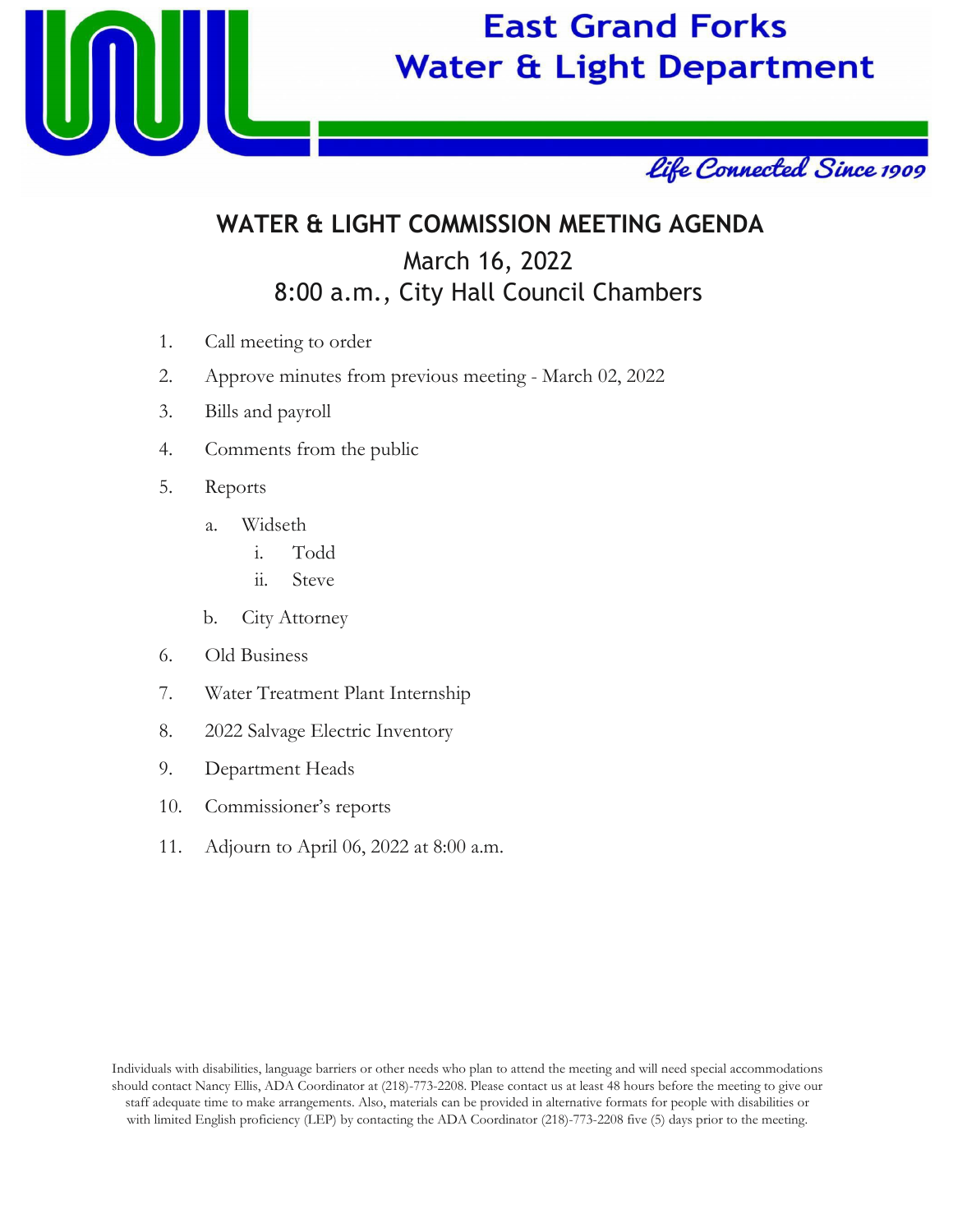# East Grand Forks Water & Light Department

*Life Connected Since 1909*

## WATER & LIGHT COMMISSION MEETING AGENDA

March 16, 2022

8:00 a.m., City Hall Council Chambers

1. Call meeting to order
2. Approve minutes from previous meeting - March 02, 2022
3. Bills and payroll
4. Comments from the public
5. Reports
    a. Widseth
        i. Todd
        ii. Steve
    b. City Attorney
6. Old Business
7. Water Treatment Plant Internship
8. 2022 Salvage Electric Inventory
9. Department Heads
10. Commissioner's reports
11. Adjourn to April 06, 2022 at 8:00 a.m.

Individuals with disabilities, language barriers or other needs who plan to attend the meeting and will need special accommodations should contact Nancy Ellis, ADA Coordinator at (218)-773-2208. Please contact us at least 48 hours before the meeting to give our staff adequate time to make arrangements. Also, materials can be provided in alternative formats for people with disabilities or with limited English proficiency (LEP) by contacting the ADA Coordinator (218)-773-2208 five (5) days prior to the meeting.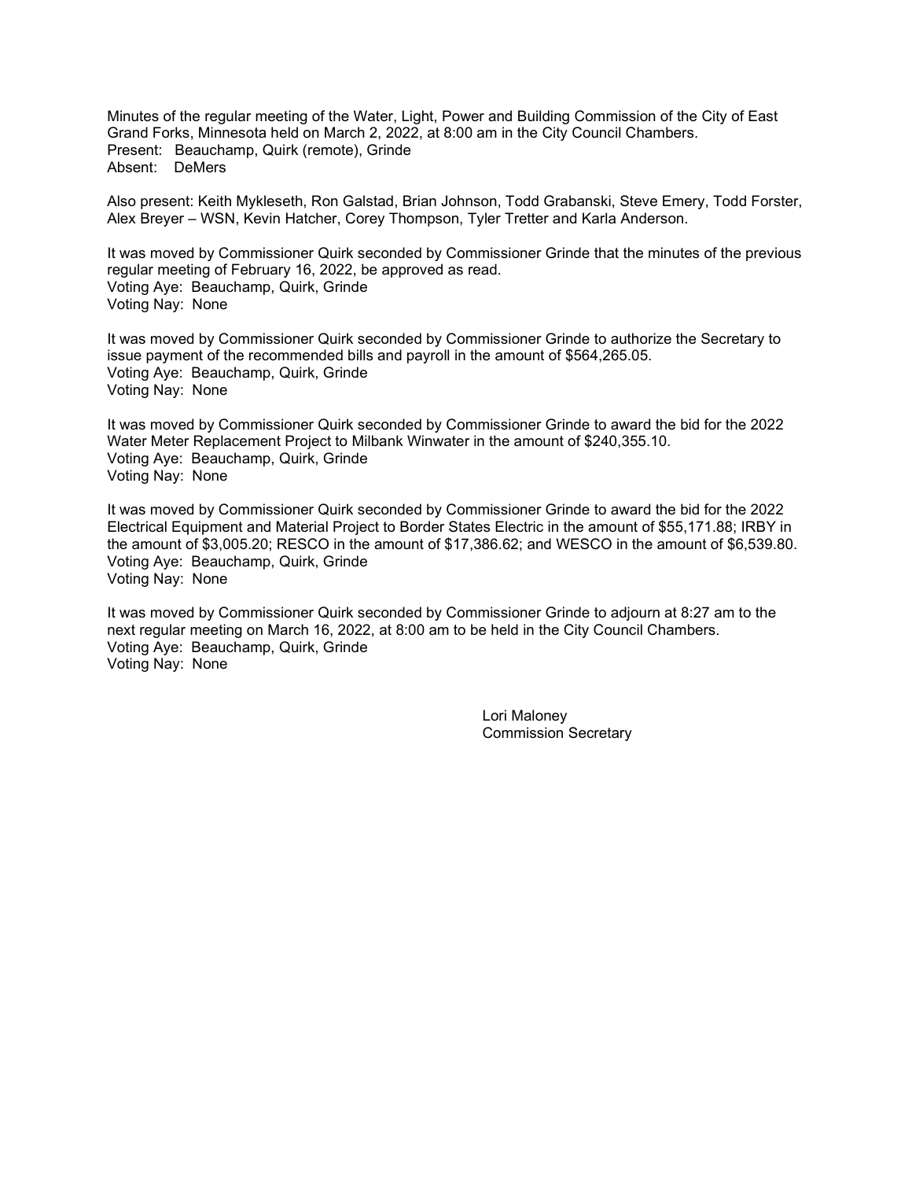Minutes of the regular meeting of the Water, Light, Power and Building Commission of the City of East Grand Forks, Minnesota held on March 2, 2022, at 8:00 am in the City Council Chambers.
Present: Beauchamp, Quirk (remote), Grinde
Absent: DeMers

Also present: Keith Mykleseth, Ron Galstad, Brian Johnson, Todd Grabanski, Steve Emery, Todd Forster, Alex Breyer – WSN, Kevin Hatcher, Corey Thompson, Tyler Tretter and Karla Anderson.

It was moved by Commissioner Quirk seconded by Commissioner Grinde that the minutes of the previous regular meeting of February 16, 2022, be approved as read.
Voting Aye: Beauchamp, Quirk, Grinde
Voting Nay: None

It was moved by Commissioner Quirk seconded by Commissioner Grinde to authorize the Secretary to issue payment of the recommended bills and payroll in the amount of $564,265.05.
Voting Aye: Beauchamp, Quirk, Grinde
Voting Nay: None

It was moved by Commissioner Quirk seconded by Commissioner Grinde to award the bid for the 2022 Water Meter Replacement Project to Milbank Winwater in the amount of $240,355.10.
Voting Aye: Beauchamp, Quirk, Grinde
Voting Nay: None

It was moved by Commissioner Quirk seconded by Commissioner Grinde to award the bid for the 2022 Electrical Equipment and Material Project to Border States Electric in the amount of $55,171.88; IRBY in the amount of $3,005.20; RESCO in the amount of $17,386.62; and WESCO in the amount of $6,539.80.
Voting Aye: Beauchamp, Quirk, Grinde
Voting Nay: None

It was moved by Commissioner Quirk seconded by Commissioner Grinde to adjourn at 8:27 am to the next regular meeting on March 16, 2022, at 8:00 am to be held in the City Council Chambers.
Voting Aye: Beauchamp, Quirk, Grinde
Voting Nay: None

Lori Maloney
Commission Secretary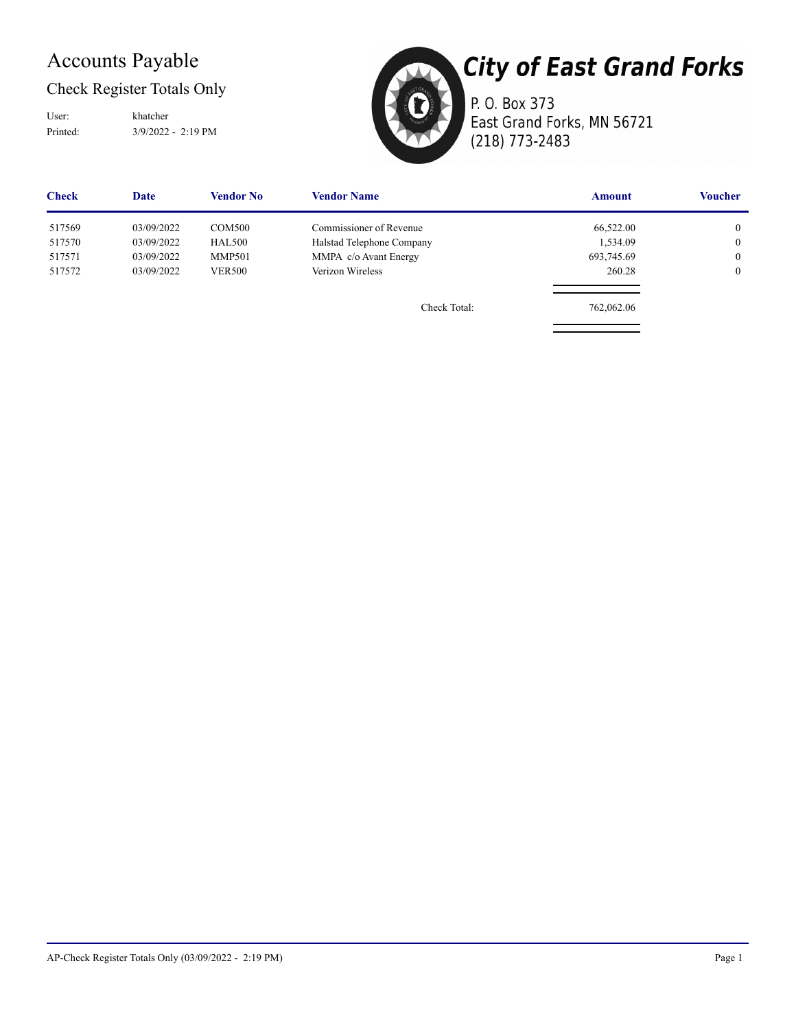# Accounts Payable

## Check Register Totals Only

User: khatcher
Printed: 3/9/2022 - 2:19 PM

**City of East Grand Forks**
P. O. Box 373
East Grand Forks, MN 56721
(218) 773-2483

| Check | Date | Vendor No | Vendor Name | Amount | Voucher |
|---|---|---|---|---|---|
| 517569 | 03/09/2022 | COM500 | Commissioner of Revenue | 66,522.00 | 0 |
| 517570 | 03/09/2022 | HAL500 | Halstad Telephone Company | 1,534.09 | 0 |
| 517571 | 03/09/2022 | MMP501 | MMPA c/o Avant Energy | 693,745.69 | 0 |
| 517572 | 03/09/2022 | VER500 | Verizon Wireless | 260.28 | 0 |
| | | | Check Total: | 762,062.06 | |

AP-Check Register Totals Only (03/09/2022 - 2:19 PM)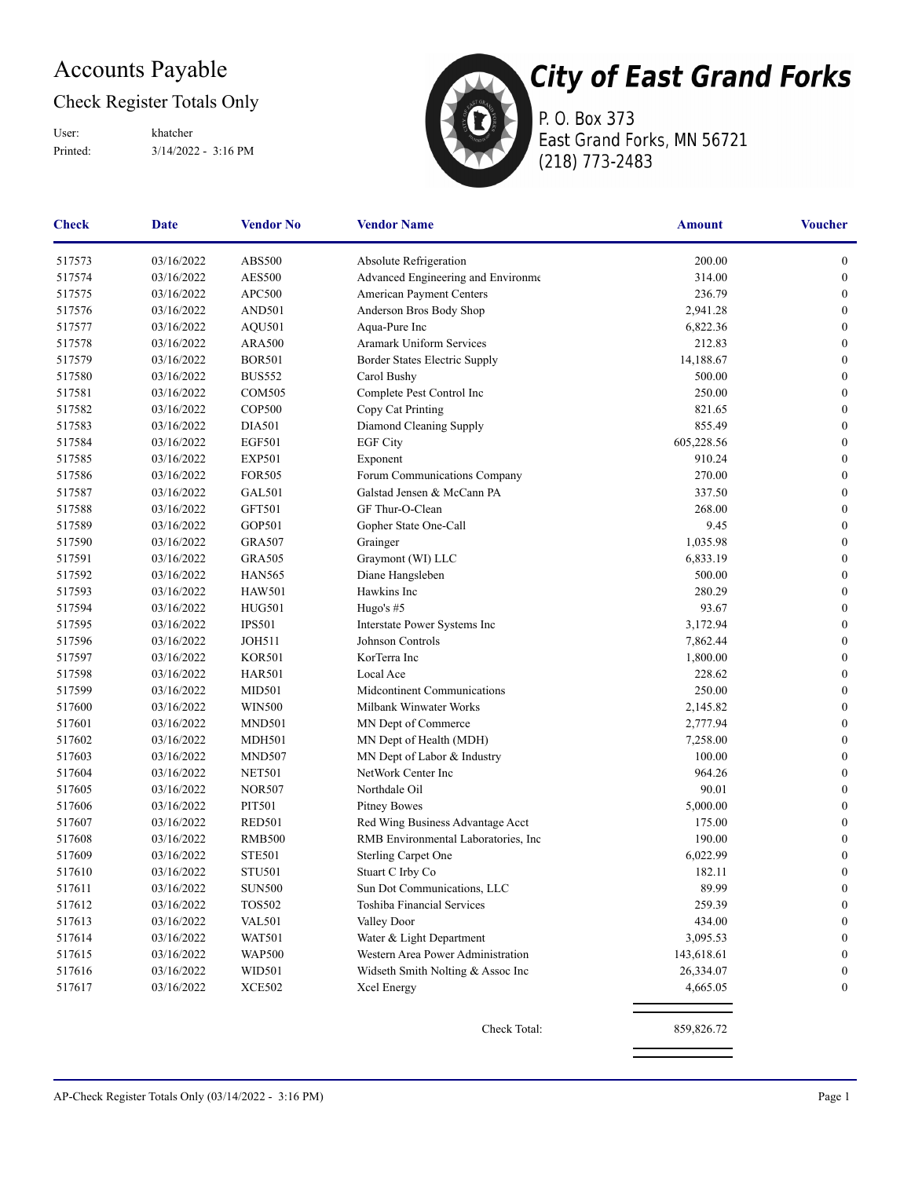# Accounts Payable

## Check Register Totals Only

User: khatcher
Printed: 3/14/2022 - 3:16 PM

# City of East Grand Forks

P. O. Box 373
East Grand Forks, MN 56721
(218) 773-2483

| Check | Date | Vendor No | Vendor Name | Amount | Voucher |
|---|---|---|---|---|---|
| 517573 | 03/16/2022 | ABS500 | Absolute Refrigeration | 200.00 | 0 |
| 517574 | 03/16/2022 | AES500 | Advanced Engineering and Environme | 314.00 | 0 |
| 517575 | 03/16/2022 | APC500 | American Payment Centers | 236.79 | 0 |
| 517576 | 03/16/2022 | AND501 | Anderson Bros Body Shop | 2,941.28 | 0 |
| 517577 | 03/16/2022 | AQU501 | Aqua-Pure Inc | 6,822.36 | 0 |
| 517578 | 03/16/2022 | ARA500 | Aramark Uniform Services | 212.83 | 0 |
| 517579 | 03/16/2022 | BOR501 | Border States Electric Supply | 14,188.67 | 0 |
| 517580 | 03/16/2022 | BUS552 | Carol Bushy | 500.00 | 0 |
| 517581 | 03/16/2022 | COM505 | Complete Pest Control Inc | 250.00 | 0 |
| 517582 | 03/16/2022 | COP500 | Copy Cat Printing | 821.65 | 0 |
| 517583 | 03/16/2022 | DIA501 | Diamond Cleaning Supply | 855.49 | 0 |
| 517584 | 03/16/2022 | EGF501 | EGF City | 605,228.56 | 0 |
| 517585 | 03/16/2022 | EXP501 | Exponent | 910.24 | 0 |
| 517586 | 03/16/2022 | FOR505 | Forum Communications Company | 270.00 | 0 |
| 517587 | 03/16/2022 | GAL501 | Galstad Jensen & McCann PA | 337.50 | 0 |
| 517588 | 03/16/2022 | GFT501 | GF Thur-O-Clean | 268.00 | 0 |
| 517589 | 03/16/2022 | GOP501 | Gopher State One-Call | 9.45 | 0 |
| 517590 | 03/16/2022 | GRA507 | Grainger | 1,035.98 | 0 |
| 517591 | 03/16/2022 | GRA505 | Graymont (WI) LLC | 6,833.19 | 0 |
| 517592 | 03/16/2022 | HAN565 | Diane Hangsleben | 500.00 | 0 |
| 517593 | 03/16/2022 | HAW501 | Hawkins Inc | 280.29 | 0 |
| 517594 | 03/16/2022 | HUG501 | Hugo's #5 | 93.67 | 0 |
| 517595 | 03/16/2022 | IPS501 | Interstate Power Systems Inc | 3,172.94 | 0 |
| 517596 | 03/16/2022 | JOH511 | Johnson Controls | 7,862.44 | 0 |
| 517597 | 03/16/2022 | KOR501 | KorTerra Inc | 1,800.00 | 0 |
| 517598 | 03/16/2022 | HAR501 | Local Ace | 228.62 | 0 |
| 517599 | 03/16/2022 | MID501 | Midcontinent Communications | 250.00 | 0 |
| 517600 | 03/16/2022 | WIN500 | Milbank Winwater Works | 2,145.82 | 0 |
| 517601 | 03/16/2022 | MND501 | MN Dept of Commerce | 2,777.94 | 0 |
| 517602 | 03/16/2022 | MDH501 | MN Dept of Health (MDH) | 7,258.00 | 0 |
| 517603 | 03/16/2022 | MND507 | MN Dept of Labor & Industry | 100.00 | 0 |
| 517604 | 03/16/2022 | NET501 | NetWork Center Inc | 964.26 | 0 |
| 517605 | 03/16/2022 | NOR507 | Northdale Oil | 90.01 | 0 |
| 517606 | 03/16/2022 | PIT501 | Pitney Bowes | 5,000.00 | 0 |
| 517607 | 03/16/2022 | RED501 | Red Wing Business Advantage Acct | 175.00 | 0 |
| 517608 | 03/16/2022 | RMB500 | RMB Environmental Laboratories, Inc | 190.00 | 0 |
| 517609 | 03/16/2022 | STE501 | Sterling Carpet One | 6,022.99 | 0 |
| 517610 | 03/16/2022 | STU501 | Stuart C Irby Co | 182.11 | 0 |
| 517611 | 03/16/2022 | SUN500 | Sun Dot Communications, LLC | 89.99 | 0 |
| 517612 | 03/16/2022 | TOS502 | Toshiba Financial Services | 259.39 | 0 |
| 517613 | 03/16/2022 | VAL501 | Valley Door | 434.00 | 0 |
| 517614 | 03/16/2022 | WAT501 | Water & Light Department | 3,095.53 | 0 |
| 517615 | 03/16/2022 | WAP500 | Western Area Power Administration | 143,618.61 | 0 |
| 517616 | 03/16/2022 | WID501 | Widseth Smith Nolting & Assoc Inc | 26,334.07 | 0 |
| 517617 | 03/16/2022 | XCE502 | Xcel Energy | 4,665.05 | 0 |
| | | | Check Total: | 859,826.72 | |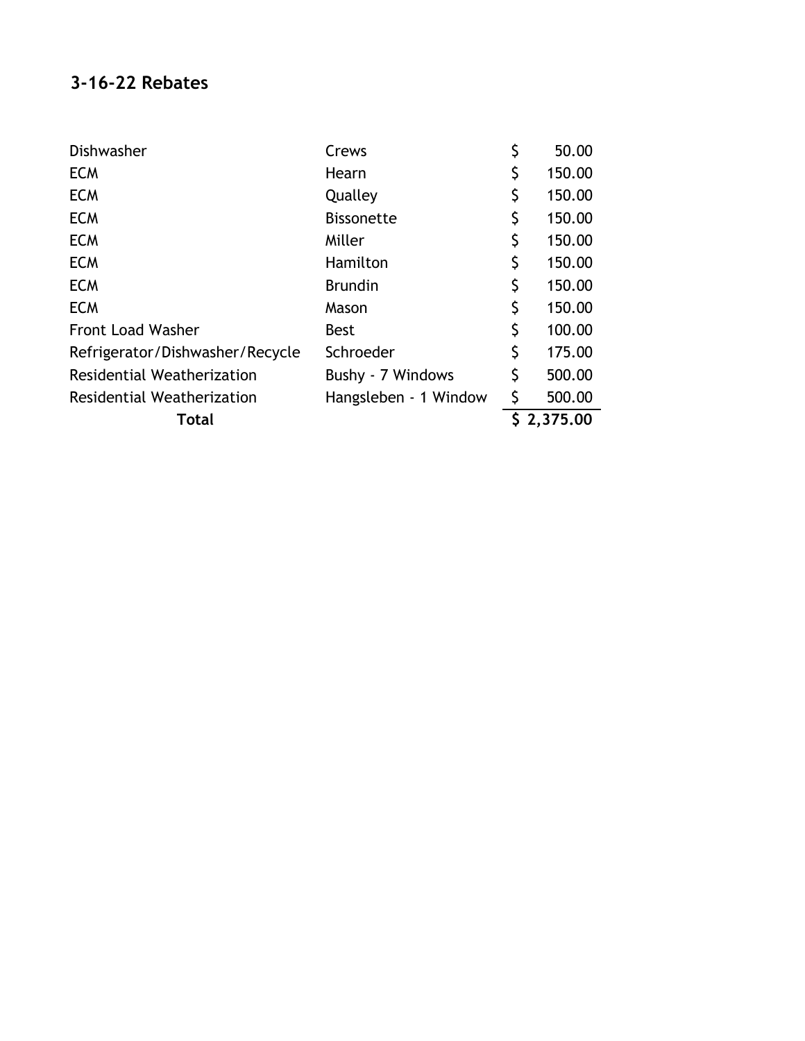## 3-16-22 Rebates

| | | |
|---|---|---|
| Dishwasher | Crews | $ 50.00 |
| ECM | Hearn | $ 150.00 |
| ECM | Qualley | $ 150.00 |
| ECM | Bissonette | $ 150.00 |
| ECM | Miller | $ 150.00 |
| ECM | Hamilton | $ 150.00 |
| ECM | Brundin | $ 150.00 |
| ECM | Mason | $ 150.00 |
| Front Load Washer | Best | $ 100.00 |
| Refrigerator/Dishwasher/Recycle | Schroeder | $ 175.00 |
| Residential Weatherization | Bushy - 7 Windows | $ 500.00 |
| Residential Weatherization | Hangsleben - 1 Window | $ 500.00 |
| **Total** | | **$ 2,375.00** |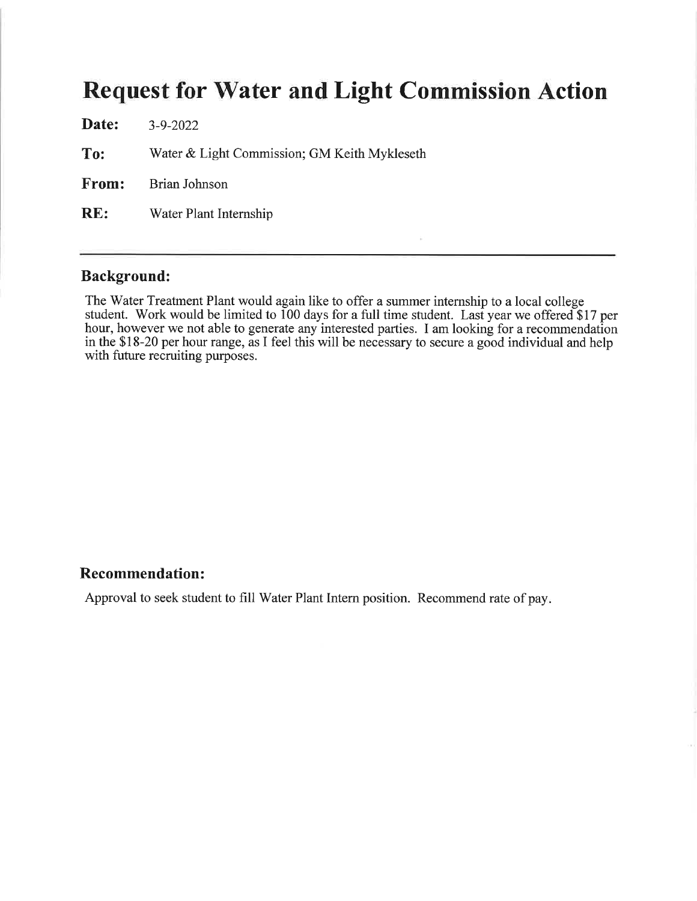# Request for Water and Light Commission Action

**Date:** 3-9-2022

**To:** Water & Light Commission; GM Keith Mykleseth

**From:** Brian Johnson

**RE:** Water Plant Internship

---

## Background:

The Water Treatment Plant would again like to offer a summer internship to a local college student. Work would be limited to 100 days for a full time student. Last year we offered $17 per hour, however we not able to generate any interested parties. I am looking for a recommendation in the $18-20 per hour range, as I feel this will be necessary to secure a good individual and help with future recruiting purposes.

## Recommendation:

Approval to seek student to fill Water Plant Intern position. Recommend rate of pay.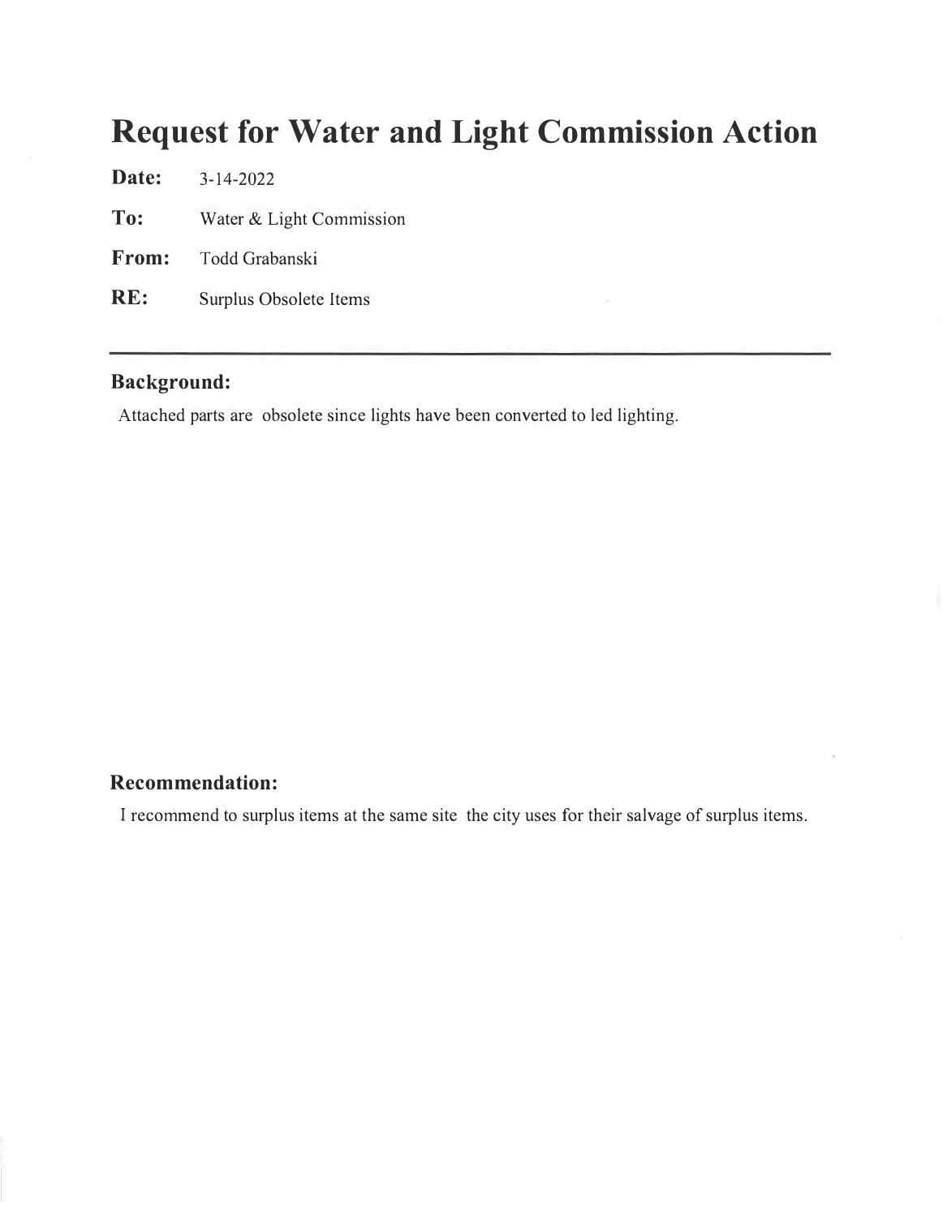# Request for Water and Light Commission Action

**Date:** 3-14-2022

**To:** Water & Light Commission

**From:** Todd Grabanski

**RE:** Surplus Obsolete Items

---

## Background:

Attached parts are obsolete since lights have been converted to led lighting.

## Recommendation:

I recommend to surplus items at the same site the city uses for their salvage of surplus items.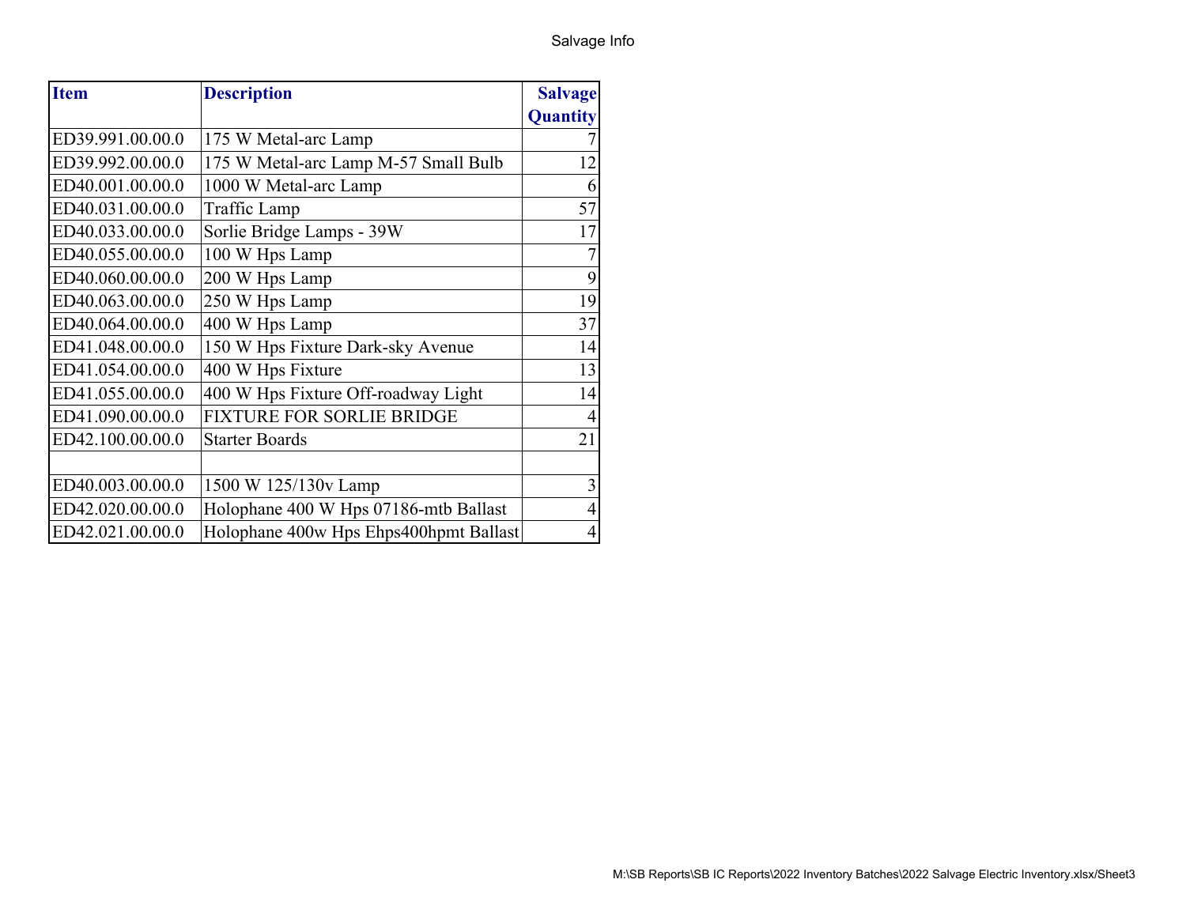Salvage Info

| **Item** | **Description** | **Salvage Quantity** |
|---|---|---|
| ED39.991.00.00.0 | 175 W Metal-arc Lamp | 7 |
| ED39.992.00.00.0 | 175 W Metal-arc Lamp M-57 Small Bulb | 12 |
| ED40.001.00.00.0 | 1000 W Metal-arc Lamp | 6 |
| ED40.031.00.00.0 | Traffic Lamp | 57 |
| ED40.033.00.00.0 | Sorlie Bridge Lamps - 39W | 17 |
| ED40.055.00.00.0 | 100 W Hps Lamp | 7 |
| ED40.060.00.00.0 | 200 W Hps Lamp | 9 |
| ED40.063.00.00.0 | 250 W Hps Lamp | 19 |
| ED40.064.00.00.0 | 400 W Hps Lamp | 37 |
| ED41.048.00.00.0 | 150 W Hps Fixture Dark-sky Avenue | 14 |
| ED41.054.00.00.0 | 400 W Hps Fixture | 13 |
| ED41.055.00.00.0 | 400 W Hps Fixture Off-roadway Light | 14 |
| ED41.090.00.00.0 | FIXTURE FOR SORLIE BRIDGE | 4 |
| ED42.100.00.00.0 | Starter Boards | 21 |
| | | |
| ED40.003.00.00.0 | 1500 W 125/130v Lamp | 3 |
| ED42.020.00.00.0 | Holophane 400 W Hps 07186-mtb Ballast | 4 |
| ED42.021.00.00.0 | Holophane 400w Hps Ehps400hpmt Ballast | 4 |

M:\SB Reports\SB IC Reports\2022 Inventory Batches\2022 Salvage Electric Inventory.xlsx/Sheet3